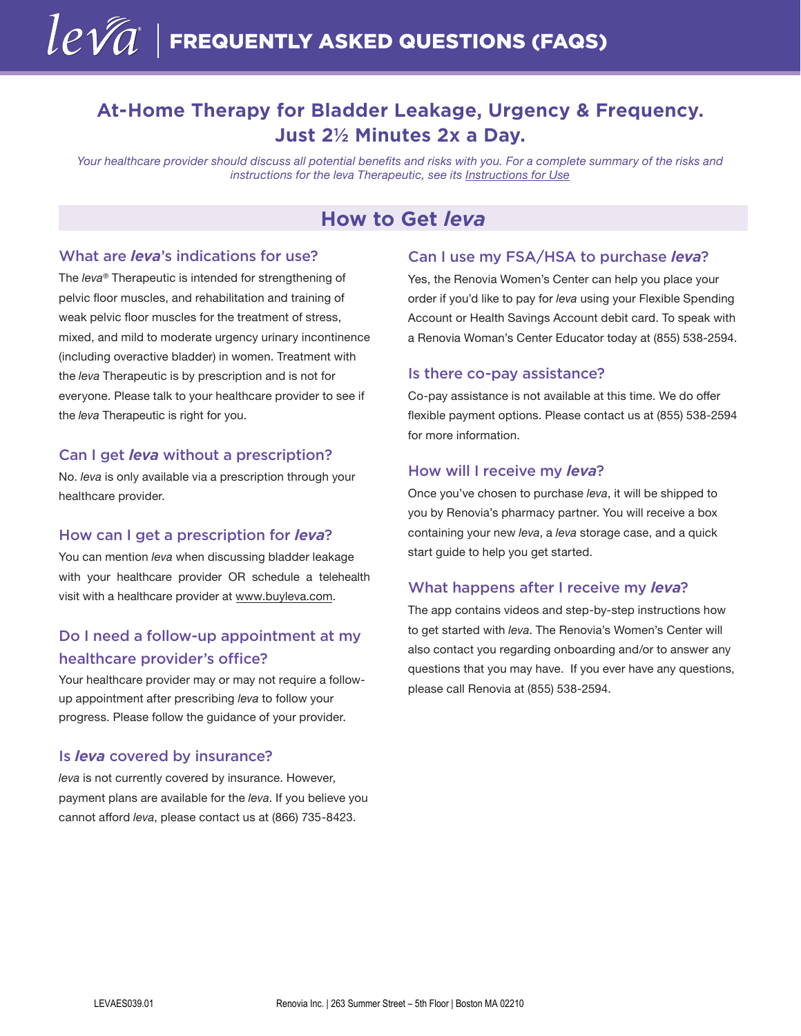# leva® | FREQUENTLY ASKED QUESTIONS (FAQS)

## At-Home Therapy for Bladder Leakage, Urgency & Frequency. Just 2½ Minutes 2x a Day.

*Your healthcare provider should discuss all potential benefits and risks with you. For a complete summary of the risks and instructions for the leva Therapeutic, see its Instructions for Use*

## How to Get *leva*

### What are *leva*'s indications for use?

The *leva*® Therapeutic is intended for strengthening of pelvic floor muscles, and rehabilitation and training of weak pelvic floor muscles for the treatment of stress, mixed, and mild to moderate urgency urinary incontinence (including overactive bladder) in women. Treatment with the *leva* Therapeutic is by prescription and is not for everyone. Please talk to your healthcare provider to see if the *leva* Therapeutic is right for you.

### Can I get *leva* without a prescription?

No. *leva* is only available via a prescription through your healthcare provider.

### How can I get a prescription for *leva*?

You can mention *leva* when discussing bladder leakage with your healthcare provider OR schedule a telehealth visit with a healthcare provider at www.buyleva.com.

### Do I need a follow-up appointment at my healthcare provider's office?

Your healthcare provider may or may not require a follow-up appointment after prescribing *leva* to follow your progress. Please follow the guidance of your provider.

### Is *leva* covered by insurance?

*leva* is not currently covered by insurance. However, payment plans are available for the *leva*. If you believe you cannot afford *leva*, please contact us at (866) 735-8423.

### Can I use my FSA/HSA to purchase *leva*?

Yes, the Renovia Women's Center can help you place your order if you'd like to pay for *leva* using your Flexible Spending Account or Health Savings Account debit card. To speak with a Renovia Woman's Center Educator today at (855) 538-2594.

### Is there co-pay assistance?

Co-pay assistance is not available at this time. We do offer flexible payment options. Please contact us at (855) 538-2594 for more information.

### How will I receive my *leva*?

Once you've chosen to purchase *leva*, it will be shipped to you by Renovia's pharmacy partner. You will receive a box containing your new *leva*, a *leva* storage case, and a quick start guide to help you get started.

### What happens after I receive my *leva*?

The app contains videos and step-by-step instructions how to get started with *leva*. The Renovia's Women's Center will also contact you regarding onboarding and/or to answer any questions that you may have. If you ever have any questions, please call Renovia at (855) 538-2594.

LEVAES039.01

Renovia Inc. | 263 Summer Street – 5th Floor | Boston MA 02210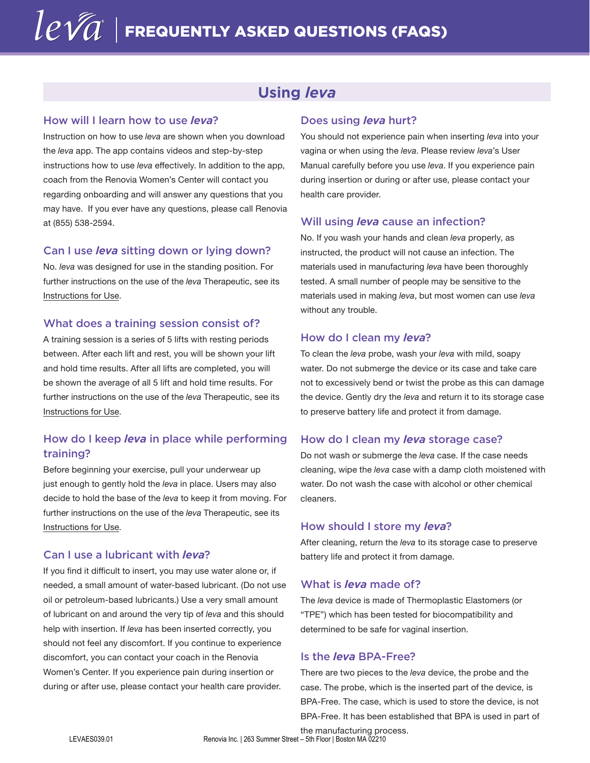# *leva* | FREQUENTLY ASKED QUESTIONS (FAQS)

## Using *leva*

### How will I learn how to use *leva*?

Instruction on how to use *leva* are shown when you download the *leva* app. The app contains videos and step-by-step instructions how to use *leva* effectively. In addition to the app, coach from the Renovia Women's Center will contact you regarding onboarding and will answer any questions that you may have. If you ever have any questions, please call Renovia at (855) 538-2594.

### Can I use *leva* sitting down or lying down?

No. *leva* was designed for use in the standing position. For further instructions on the use of the *leva* Therapeutic, see its Instructions for Use.

### What does a training session consist of?

A training session is a series of 5 lifts with resting periods between. After each lift and rest, you will be shown your lift and hold time results. After all lifts are completed, you will be shown the average of all 5 lift and hold time results. For further instructions on the use of the *leva* Therapeutic, see its Instructions for Use.

### How do I keep *leva* in place while performing training?

Before beginning your exercise, pull your underwear up just enough to gently hold the *leva* in place. Users may also decide to hold the base of the *leva* to keep it from moving. For further instructions on the use of the *leva* Therapeutic, see its Instructions for Use.

### Can I use a lubricant with *leva*?

If you find it difficult to insert, you may use water alone or, if needed, a small amount of water-based lubricant. (Do not use oil or petroleum-based lubricants.) Use a very small amount of lubricant on and around the very tip of *leva* and this should help with insertion. If *leva* has been inserted correctly, you should not feel any discomfort. If you continue to experience discomfort, you can contact your coach in the Renovia Women's Center. If you experience pain during insertion or during or after use, please contact your health care provider.

### Does using *leva* hurt?

You should not experience pain when inserting *leva* into your vagina or when using the *leva*. Please review *leva*'s User Manual carefully before you use *leva*. If you experience pain during insertion or during or after use, please contact your health care provider.

### Will using *leva* cause an infection?

No. If you wash your hands and clean *leva* properly, as instructed, the product will not cause an infection. The materials used in manufacturing *leva* have been thoroughly tested. A small number of people may be sensitive to the materials used in making *leva*, but most women can use *leva* without any trouble.

### How do I clean my *leva*?

To clean the *leva* probe, wash your *leva* with mild, soapy water. Do not submerge the device or its case and take care not to excessively bend or twist the probe as this can damage the device. Gently dry the *leva* and return it to its storage case to preserve battery life and protect it from damage.

### How do I clean my *leva* storage case?

Do not wash or submerge the *leva* case. If the case needs cleaning, wipe the *leva* case with a damp cloth moistened with water. Do not wash the case with alcohol or other chemical cleaners.

### How should I store my *leva*?

After cleaning, return the *leva* to its storage case to preserve battery life and protect it from damage.

### What is *leva* made of?

The *leva* device is made of Thermoplastic Elastomers (or "TPE") which has been tested for biocompatibility and determined to be safe for vaginal insertion.

### Is the *leva* BPA-Free?

There are two pieces to the *leva* device, the probe and the case. The probe, which is the inserted part of the device, is BPA-Free. The case, which is used to store the device, is not BPA-Free. It has been established that BPA is used in part of the manufacturing process.

LEVAES039.01 Renovia Inc. | 263 Summer Street – 5th Floor | Boston MA 02210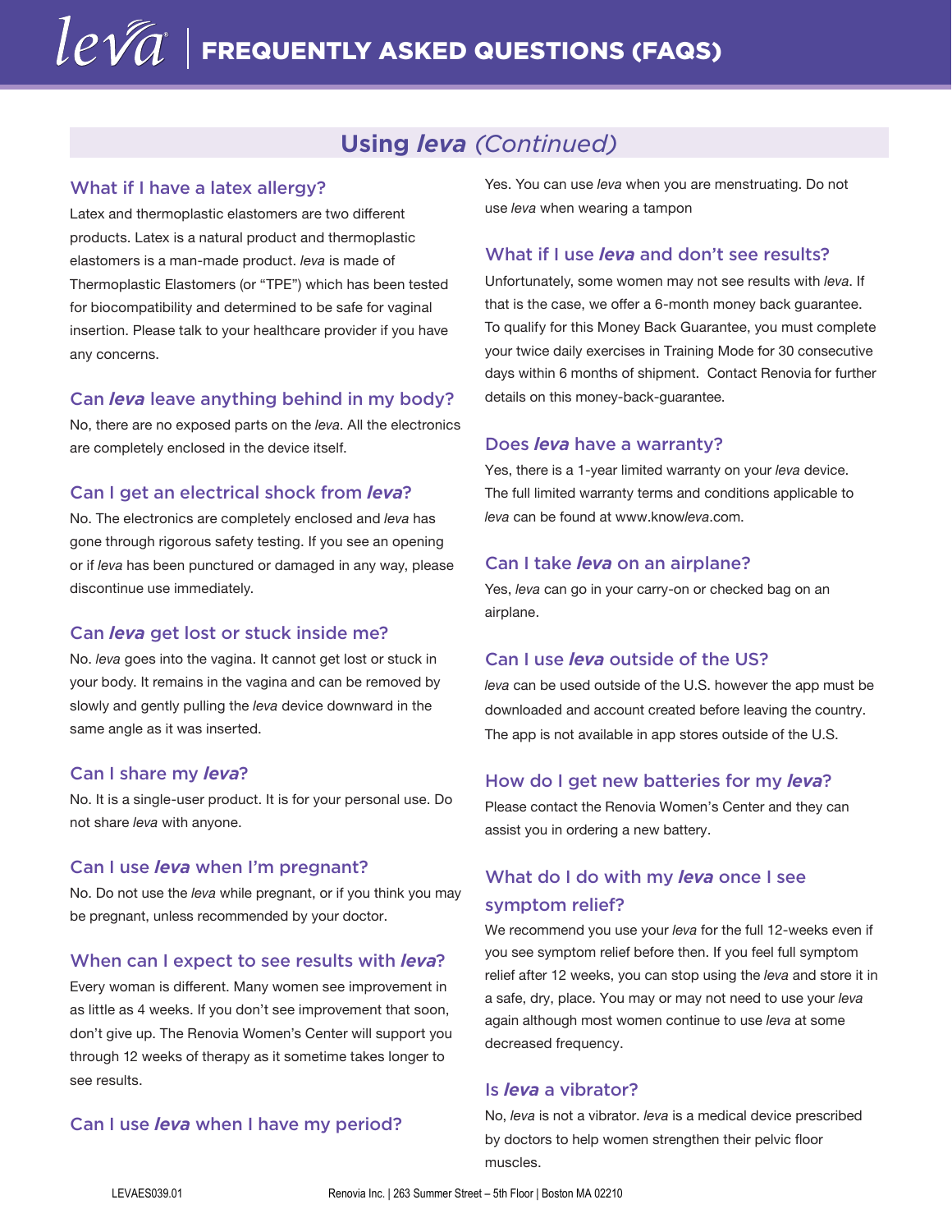## Using *leva* *(Continued)*

### What if I have a latex allergy?

Latex and thermoplastic elastomers are two different products. Latex is a natural product and thermoplastic elastomers is a man-made product. *leva* is made of Thermoplastic Elastomers (or "TPE") which has been tested for biocompatibility and determined to be safe for vaginal insertion. Please talk to your healthcare provider if you have any concerns.

### Can *leva* leave anything behind in my body?

No, there are no exposed parts on the *leva*. All the electronics are completely enclosed in the device itself.

### Can I get an electrical shock from *leva*?

No. The electronics are completely enclosed and *leva* has gone through rigorous safety testing. If you see an opening or if *leva* has been punctured or damaged in any way, please discontinue use immediately.

### Can *leva* get lost or stuck inside me?

No. *leva* goes into the vagina. It cannot get lost or stuck in your body. It remains in the vagina and can be removed by slowly and gently pulling the *leva* device downward in the same angle as it was inserted.

### Can I share my *leva*?

No. It is a single-user product. It is for your personal use. Do not share *leva* with anyone.

### Can I use *leva* when I'm pregnant?

No. Do not use the *leva* while pregnant, or if you think you may be pregnant, unless recommended by your doctor.

### When can I expect to see results with *leva*?

Every woman is different. Many women see improvement in as little as 4 weeks. If you don't see improvement that soon, don't give up. The Renovia Women's Center will support you through 12 weeks of therapy as it sometime takes longer to see results.

### Can I use *leva* when I have my period?

Yes. You can use *leva* when you are menstruating. Do not use *leva* when wearing a tampon

### What if I use *leva* and don't see results?

Unfortunately, some women may not see results with *leva*. If that is the case, we offer a 6-month money back guarantee. To qualify for this Money Back Guarantee, you must complete your twice daily exercises in Training Mode for 30 consecutive days within 6 months of shipment. Contact Renovia for further details on this money-back-guarantee.

### Does *leva* have a warranty?

Yes, there is a 1-year limited warranty on your *leva* device. The full limited warranty terms and conditions applicable to *leva* can be found at www.know*leva*.com.

### Can I take *leva* on an airplane?

Yes, *leva* can go in your carry-on or checked bag on an airplane.

### Can I use *leva* outside of the US?

*leva* can be used outside of the U.S. however the app must be downloaded and account created before leaving the country. The app is not available in app stores outside of the U.S.

### How do I get new batteries for my *leva*?

Please contact the Renovia Women's Center and they can assist you in ordering a new battery.

### What do I do with my *leva* once I see symptom relief?

We recommend you use your *leva* for the full 12-weeks even if you see symptom relief before then. If you feel full symptom relief after 12 weeks, you can stop using the *leva* and store it in a safe, dry, place. You may or may not need to use your *leva* again although most women continue to use *leva* at some decreased frequency.

### Is *leva* a vibrator?

No, *leva* is not a vibrator. *leva* is a medical device prescribed by doctors to help women strengthen their pelvic floor muscles.

LEVAES039.01

Renovia Inc. | 263 Summer Street – 5th Floor | Boston MA 02210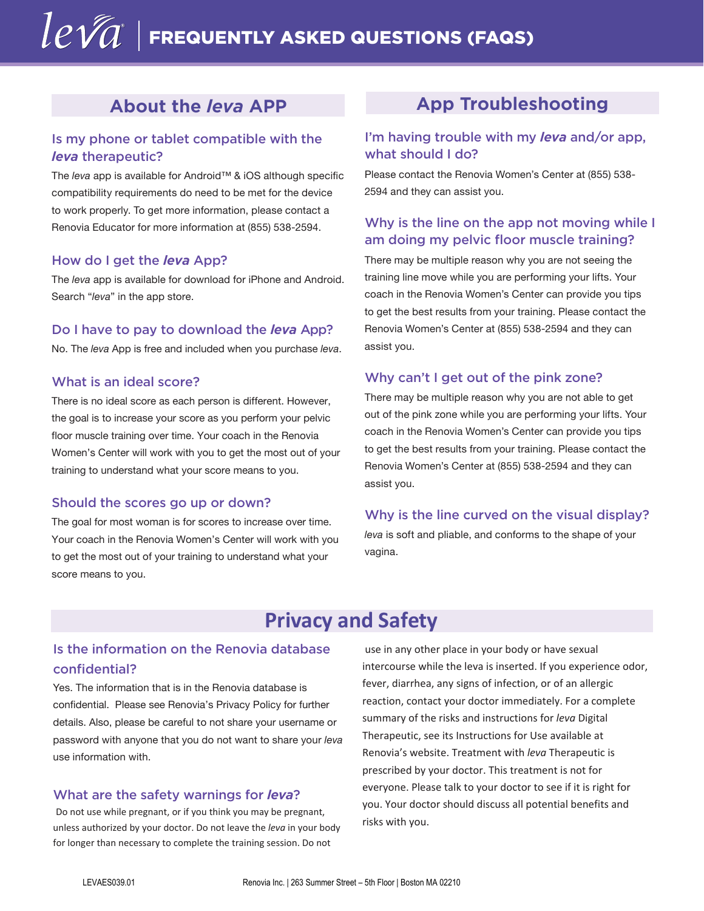# *leva* | FREQUENTLY ASKED QUESTIONS (FAQS)

## About the *leva* APP

### Is my phone or tablet compatible with the *leva* therapeutic?

The *leva* app is available for Android™ & iOS although specific compatibility requirements do need to be met for the device to work properly. To get more information, please contact a Renovia Educator for more information at (855) 538-2594.

### How do I get the *leva* App?

The *leva* app is available for download for iPhone and Android. Search "*leva*" in the app store.

### Do I have to pay to download the *leva* App?

No. The *leva* App is free and included when you purchase *leva*.

### What is an ideal score?

There is no ideal score as each person is different. However, the goal is to increase your score as you perform your pelvic floor muscle training over time. Your coach in the Renovia Women's Center will work with you to get the most out of your training to understand what your score means to you.

### Should the scores go up or down?

The goal for most woman is for scores to increase over time. Your coach in the Renovia Women's Center will work with you to get the most out of your training to understand what your score means to you.

## App Troubleshooting

### I'm having trouble with my *leva* and/or app, what should I do?

Please contact the Renovia Women's Center at (855) 538-2594 and they can assist you.

### Why is the line on the app not moving while I am doing my pelvic floor muscle training?

There may be multiple reason why you are not seeing the training line move while you are performing your lifts. Your coach in the Renovia Women's Center can provide you tips to get the best results from your training. Please contact the Renovia Women's Center at (855) 538-2594 and they can assist you.

### Why can't I get out of the pink zone?

There may be multiple reason why you are not able to get out of the pink zone while you are performing your lifts. Your coach in the Renovia Women's Center can provide you tips to get the best results from your training. Please contact the Renovia Women's Center at (855) 538-2594 and they can assist you.

### Why is the line curved on the visual display?

*leva* is soft and pliable, and conforms to the shape of your vagina.

## Privacy and Safety

### Is the information on the Renovia database confidential?

Yes. The information that is in the Renovia database is confidential. Please see Renovia's Privacy Policy for further details. Also, please be careful to not share your username or password with anyone that you do not want to share your *leva* use information with.

### What are the safety warnings for *leva*?

Do not use while pregnant, or if you think you may be pregnant, unless authorized by your doctor. Do not leave the *leva* in your body for longer than necessary to complete the training session. Do not use in any other place in your body or have sexual intercourse while the leva is inserted. If you experience odor, fever, diarrhea, any signs of infection, or of an allergic reaction, contact your doctor immediately. For a complete summary of the risks and instructions for *leva* Digital Therapeutic, see its Instructions for Use available at Renovia's website. Treatment with *leva* Therapeutic is prescribed by your doctor. This treatment is not for everyone. Please talk to your doctor to see if it is right for you. Your doctor should discuss all potential benefits and risks with you.

LEVAES039.01

Renovia Inc. | 263 Summer Street – 5th Floor | Boston MA 02210